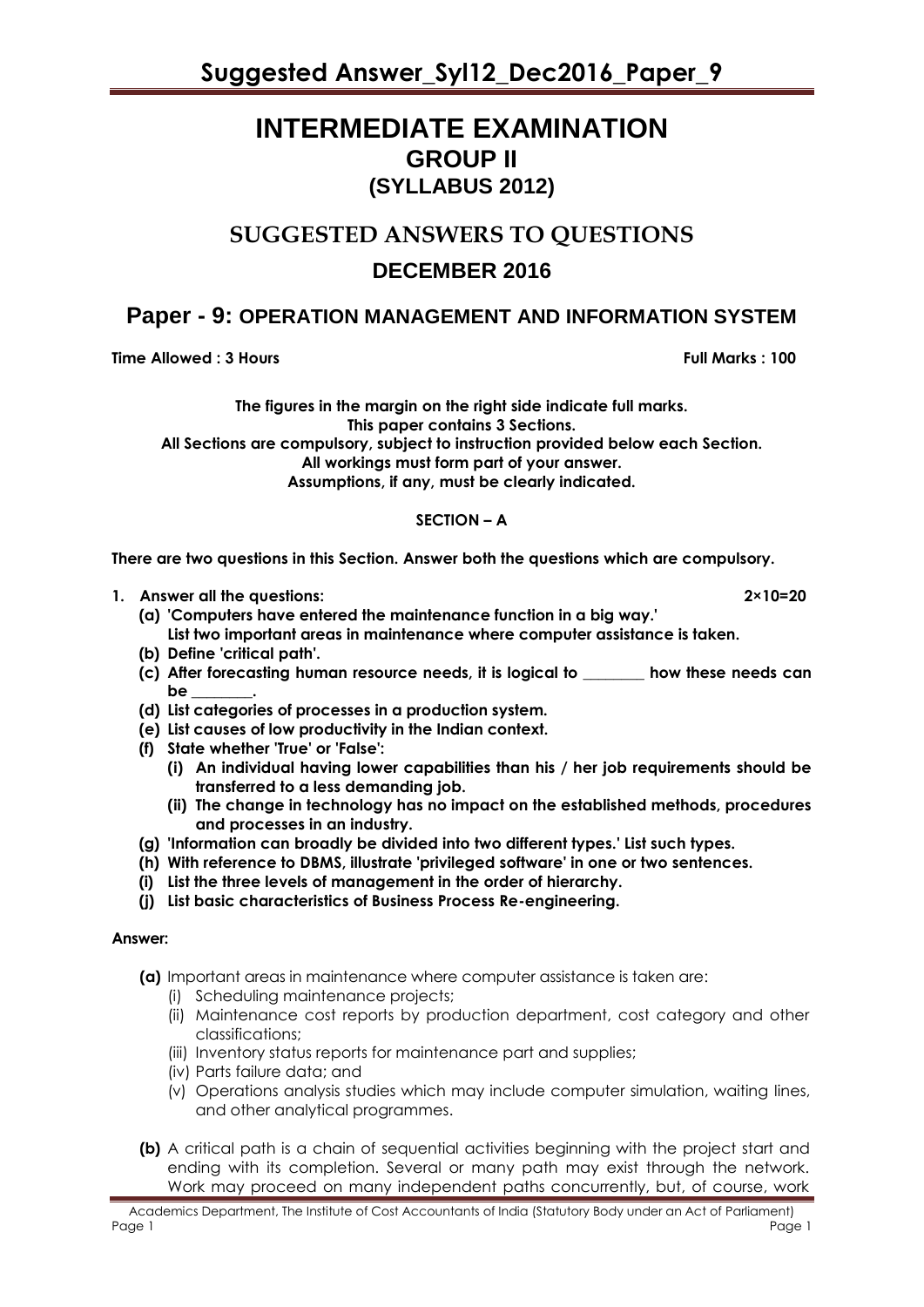# INTERMEDIATE EXAMINATION
## GROUP II
## (SYLLABUS 2012)

## SUGGESTED ANSWERS TO QUESTIONS
## DECEMBER 2016

## Paper - 9: OPERATION MANAGEMENT AND INFORMATION SYSTEM

**Time Allowed : 3 Hours** **Full Marks : 100**

**The figures in the margin on the right side indicate full marks.**
**This paper contains 3 Sections.**
**All Sections are compulsory, subject to instruction provided below each Section.**
**All workings must form part of your answer.**
**Assumptions, if any, must be clearly indicated.**

**SECTION – A**

**There are two questions in this Section. Answer both the questions which are compulsory.**

**1. Answer all the questions: 2×10=20**

**(a) 'Computers have entered the maintenance function in a big way.'**
**List two important areas in maintenance where computer assistance is taken.**

**(b) Define 'critical path'.**

**(c) After forecasting human resource needs, it is logical to ________ how these needs can be ________.**

**(d) List categories of processes in a production system.**

**(e) List causes of low productivity in the Indian context.**

**(f) State whether 'True' or 'False':**

**(i) An individual having lower capabilities than his / her job requirements should be transferred to a less demanding job.**

**(ii) The change in technology has no impact on the established methods, procedures and processes in an industry.**

**(g) 'Information can broadly be divided into two different types.' List such types.**

**(h) With reference to DBMS, illustrate 'privileged software' in one or two sentences.**

**(i) List the three levels of management in the order of hierarchy.**

**(j) List basic characteristics of Business Process Re-engineering.**

**Answer:**

**(a)** Important areas in maintenance where computer assistance is taken are:

(i) Scheduling maintenance projects;

(ii) Maintenance cost reports by production department, cost category and other classifications;

(iii) Inventory status reports for maintenance part and supplies;

(iv) Parts failure data; and

(v) Operations analysis studies which may include computer simulation, waiting lines, and other analytical programmes.

**(b)** A critical path is a chain of sequential activities beginning with the project start and ending with its completion. Several or many path may exist through the network. Work may proceed on many independent paths concurrently, but, of course, work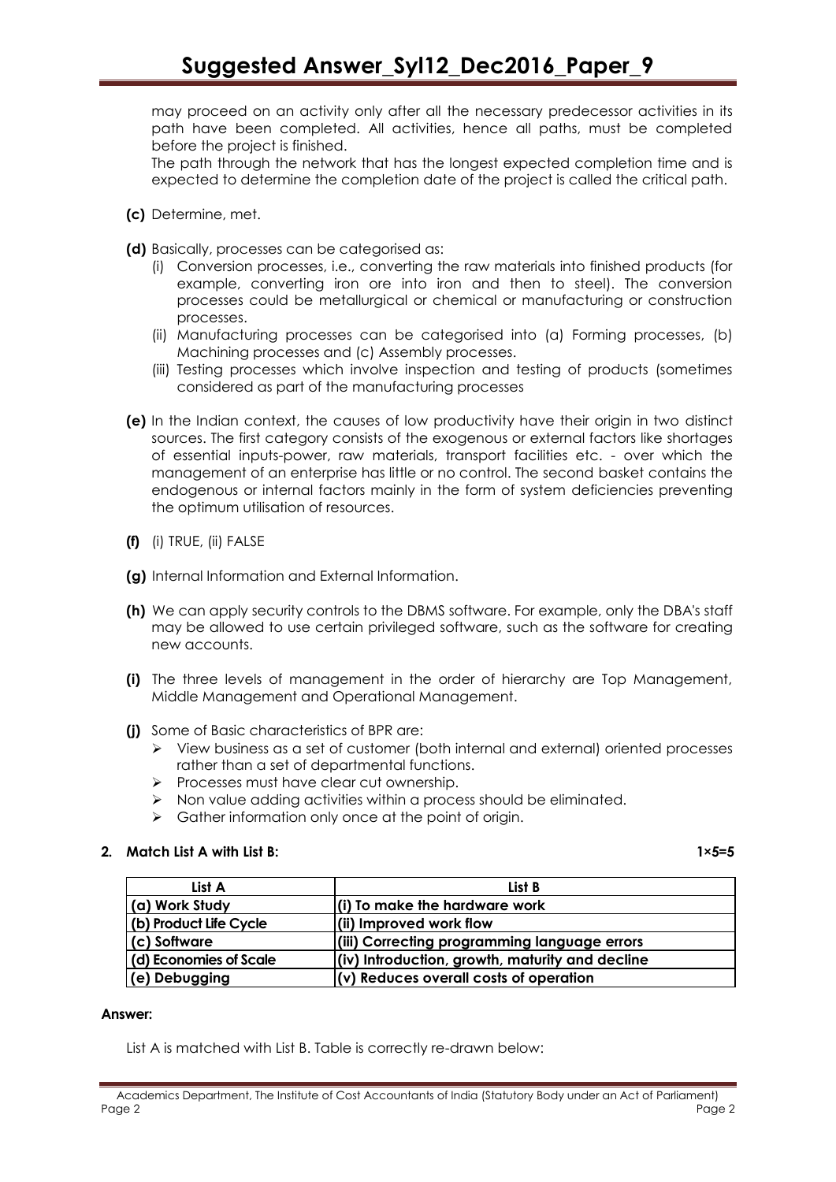may proceed on an activity only after all the necessary predecessor activities in its path have been completed. All activities, hence all paths, must be completed before the project is finished.

The path through the network that has the longest expected completion time and is expected to determine the completion date of the project is called the critical path.

**(c)** Determine, met.

**(d)** Basically, processes can be categorised as:

(i) Conversion processes, i.e., converting the raw materials into finished products (for example, converting iron ore into iron and then to steel). The conversion processes could be metallurgical or chemical or manufacturing or construction processes.

(ii) Manufacturing processes can be categorised into (a) Forming processes, (b) Machining processes and (c) Assembly processes.

(iii) Testing processes which involve inspection and testing of products (sometimes considered as part of the manufacturing processes

**(e)** In the Indian context, the causes of low productivity have their origin in two distinct sources. The first category consists of the exogenous or external factors like shortages of essential inputs-power, raw materials, transport facilities etc. - over which the management of an enterprise has little or no control. The second basket contains the endogenous or internal factors mainly in the form of system deficiencies preventing the optimum utilisation of resources.

**(f)** (i) TRUE, (ii) FALSE

**(g)** Internal Information and External Information.

**(h)** We can apply security controls to the DBMS software. For example, only the DBA's staff may be allowed to use certain privileged software, such as the software for creating new accounts.

**(i)** The three levels of management in the order of hierarchy are Top Management, Middle Management and Operational Management.

**(j)** Some of Basic characteristics of BPR are:

- View business as a set of customer (both internal and external) oriented processes rather than a set of departmental functions.
- Processes must have clear cut ownership.
- Non value adding activities within a process should be eliminated.
- Gather information only once at the point of origin.

**2. Match List A with List B:** **1×5=5**

| List A | List B |
|---|---|
| (a) Work Study | (i) To make the hardware work |
| (b) Product Life Cycle | (ii) Improved work flow |
| (c) Software | (iii) Correcting programming language errors |
| (d) Economies of Scale | (iv) Introduction, growth, maturity and decline |
| (e) Debugging | (v) Reduces overall costs of operation |

**Answer:**

List A is matched with List B. Table is correctly re-drawn below: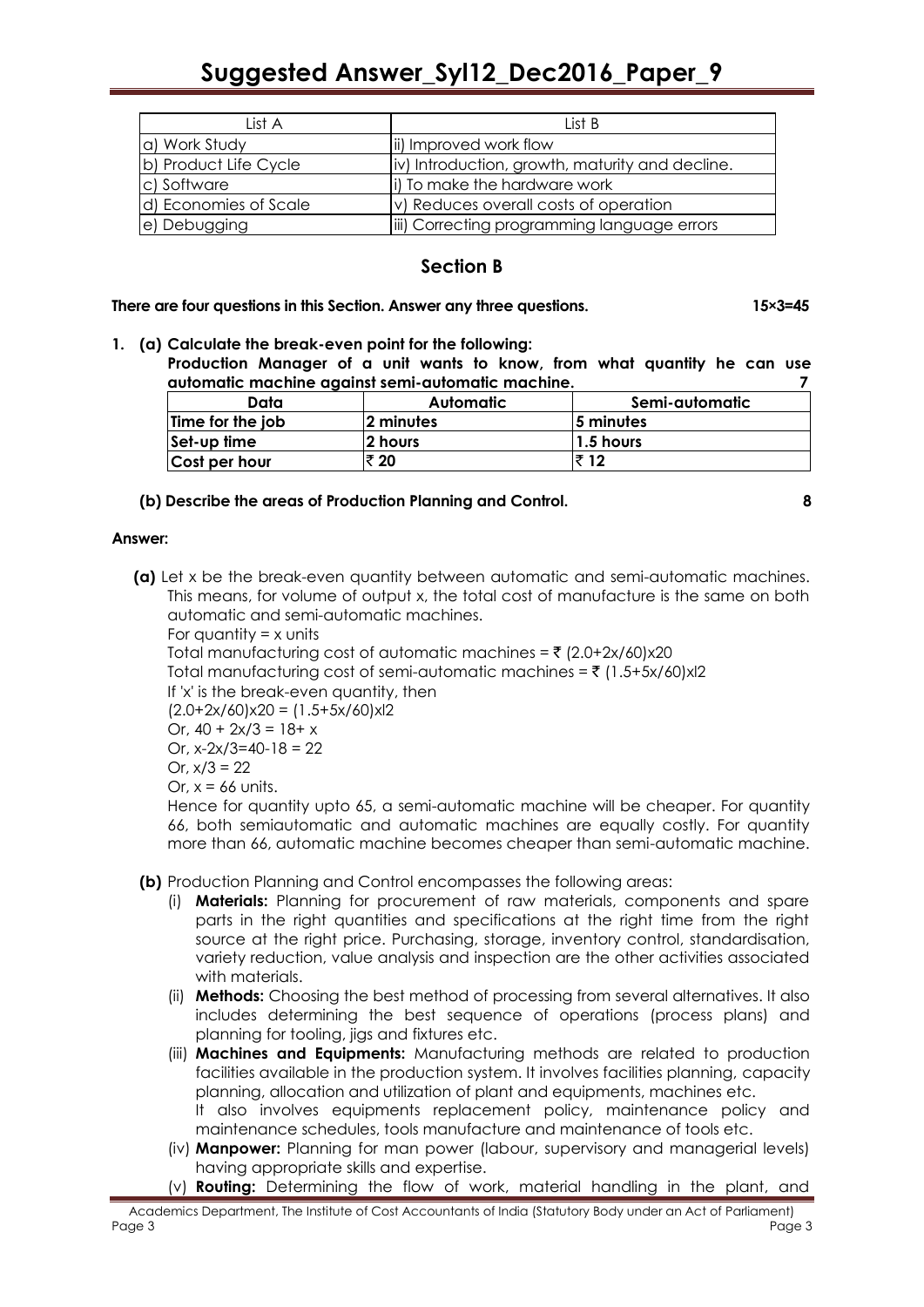| List A | List B |
|---|---|
| a) Work Study | ii) Improved work flow |
| b) Product Life Cycle | iv) Introduction, growth, maturity and decline. |
| c) Software | i) To make the hardware work |
| d) Economies of Scale | v) Reduces overall costs of operation |
| e) Debugging | iii) Correcting programming language errors |

## Section B

**There are four questions in this Section. Answer any three questions. 15×3=45**

**1. (a) Calculate the break-even point for the following:**

**Production Manager of a unit wants to know, from what quantity he can use automatic machine against semi-automatic machine. 7**

| Data | Automatic | Semi-automatic |
|---|---|---|
| Time for the job | 2 minutes | 5 minutes |
| Set-up time | 2 hours | 1.5 hours |
| Cost per hour | ₹ 20 | ₹ 12 |

**(b) Describe the areas of Production Planning and Control. 8**

**Answer:**

**(a)** Let x be the break-even quantity between automatic and semi-automatic machines. This means, for volume of output x, the total cost of manufacture is the same on both automatic and semi-automatic machines.

For quantity = x units

Total manufacturing cost of automatic machines = ₹ $(2.0+2x/60)\times20$

Total manufacturing cost of semi-automatic machines = ₹ $(1.5+5x/60)\times12$

If 'x' is the break-even quantity, then

$(2.0+2x/60)\times20 = (1.5+5x/60)\times12$

Or, $40 + 2x/3 = 18+ x$

Or, $x-2x/3=40-18 = 22$

Or, $x/3 = 22$

Or, $x = 66$ units.

Hence for quantity upto 65, a semi-automatic machine will be cheaper. For quantity 66, both semiautomatic and automatic machines are equally costly. For quantity more than 66, automatic machine becomes cheaper than semi-automatic machine.

**(b)** Production Planning and Control encompasses the following areas:

(i) **Materials:** Planning for procurement of raw materials, components and spare parts in the right quantities and specifications at the right time from the right source at the right price. Purchasing, storage, inventory control, standardisation, variety reduction, value analysis and inspection are the other activities associated with materials.

(ii) **Methods:** Choosing the best method of processing from several alternatives. It also includes determining the best sequence of operations (process plans) and planning for tooling, jigs and fixtures etc.

(iii) **Machines and Equipments:** Manufacturing methods are related to production facilities available in the production system. It involves facilities planning, capacity planning, allocation and utilization of plant and equipments, machines etc.
It also involves equipments replacement policy, maintenance policy and maintenance schedules, tools manufacture and maintenance of tools etc.

(iv) **Manpower:** Planning for man power (labour, supervisory and managerial levels) having appropriate skills and expertise.

(v) **Routing:** Determining the flow of work, material handling in the plant, and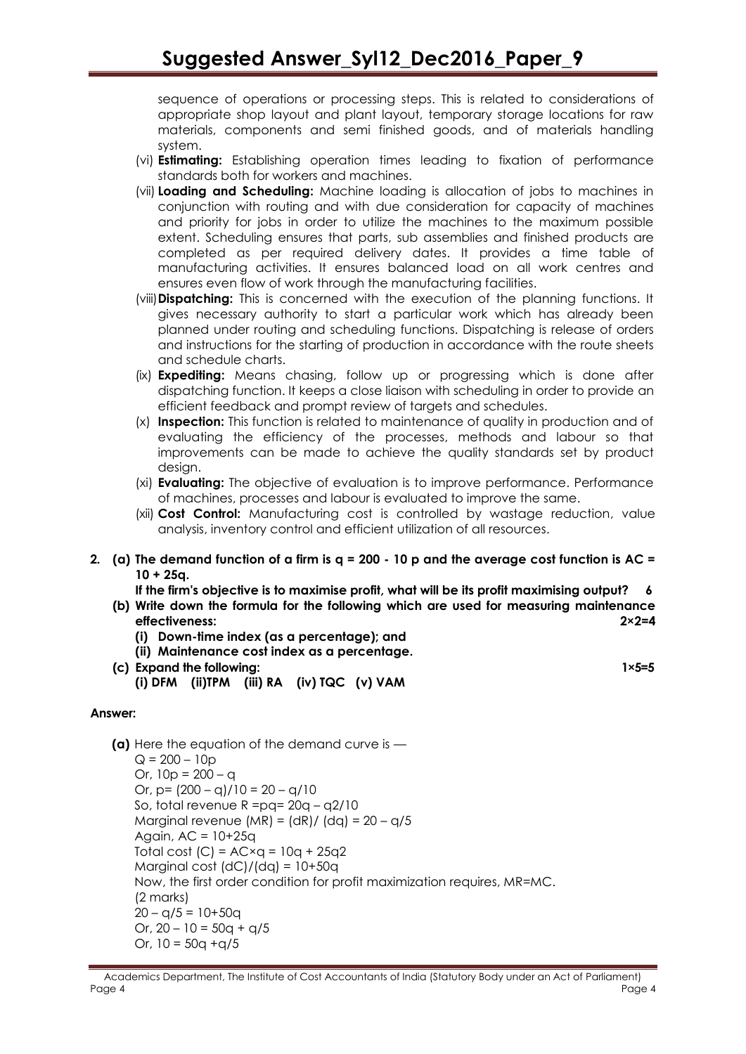sequence of operations or processing steps. This is related to considerations of appropriate shop layout and plant layout, temporary storage locations for raw materials, components and semi finished goods, and of materials handling system.

(vi) **Estimating:** Establishing operation times leading to fixation of performance standards both for workers and machines.

(vii) **Loading and Scheduling:** Machine loading is allocation of jobs to machines in conjunction with routing and with due consideration for capacity of machines and priority for jobs in order to utilize the machines to the maximum possible extent. Scheduling ensures that parts, sub assemblies and finished products are completed as per required delivery dates. It provides a time table of manufacturing activities. It ensures balanced load on all work centres and ensures even flow of work through the manufacturing facilities.

(viii) **Dispatching:** This is concerned with the execution of the planning functions. It gives necessary authority to start a particular work which has already been planned under routing and scheduling functions. Dispatching is release of orders and instructions for the starting of production in accordance with the route sheets and schedule charts.

(ix) **Expediting:** Means chasing, follow up or progressing which is done after dispatching function. It keeps a close liaison with scheduling in order to provide an efficient feedback and prompt review of targets and schedules.

(x) **Inspection:** This function is related to maintenance of quality in production and of evaluating the efficiency of the processes, methods and labour so that improvements can be made to achieve the quality standards set by product design.

(xi) **Evaluating:** The objective of evaluation is to improve performance. Performance of machines, processes and labour is evaluated to improve the same.

(xii) **Cost Control:** Manufacturing cost is controlled by wastage reduction, value analysis, inventory control and efficient utilization of all resources.

**2. (a) The demand function of a firm is q = 200 - 10 p and the average cost function is AC = 10 + 25q.**

**If the firm's objective is to maximise profit, what will be its profit maximising output? 6**

**(b) Write down the formula for the following which are used for measuring maintenance effectiveness: 2×2=4**

**(i) Down-time index (as a percentage); and**

**(ii) Maintenance cost index as a percentage.**

**(c) Expand the following: 1×5=5**

**(i) DFM (ii)TPM (iii) RA (iv) TQC (v) VAM**

**Answer:**

**(a)** Here the equation of the demand curve is —

$Q = 200 - 10p$

Or, $10p = 200 - q$

Or, $p = (200 - q)/10 = 20 - q/10$

So, total revenue $R = pq = 20q - q^2/10$

Marginal revenue $(MR) = (dR)/(dq) = 20 - q/5$

Again, $AC = 10+25q$

Total cost $(C) = AC \times q = 10q + 25q^2$

Marginal cost $(dC)/(dq) = 10+50q$

Now, the first order condition for profit maximization requires, MR=MC.

(2 marks)

$20 - q/5 = 10+50q$

Or, $20 - 10 = 50q + q/5$

Or, $10 = 50q + q/5$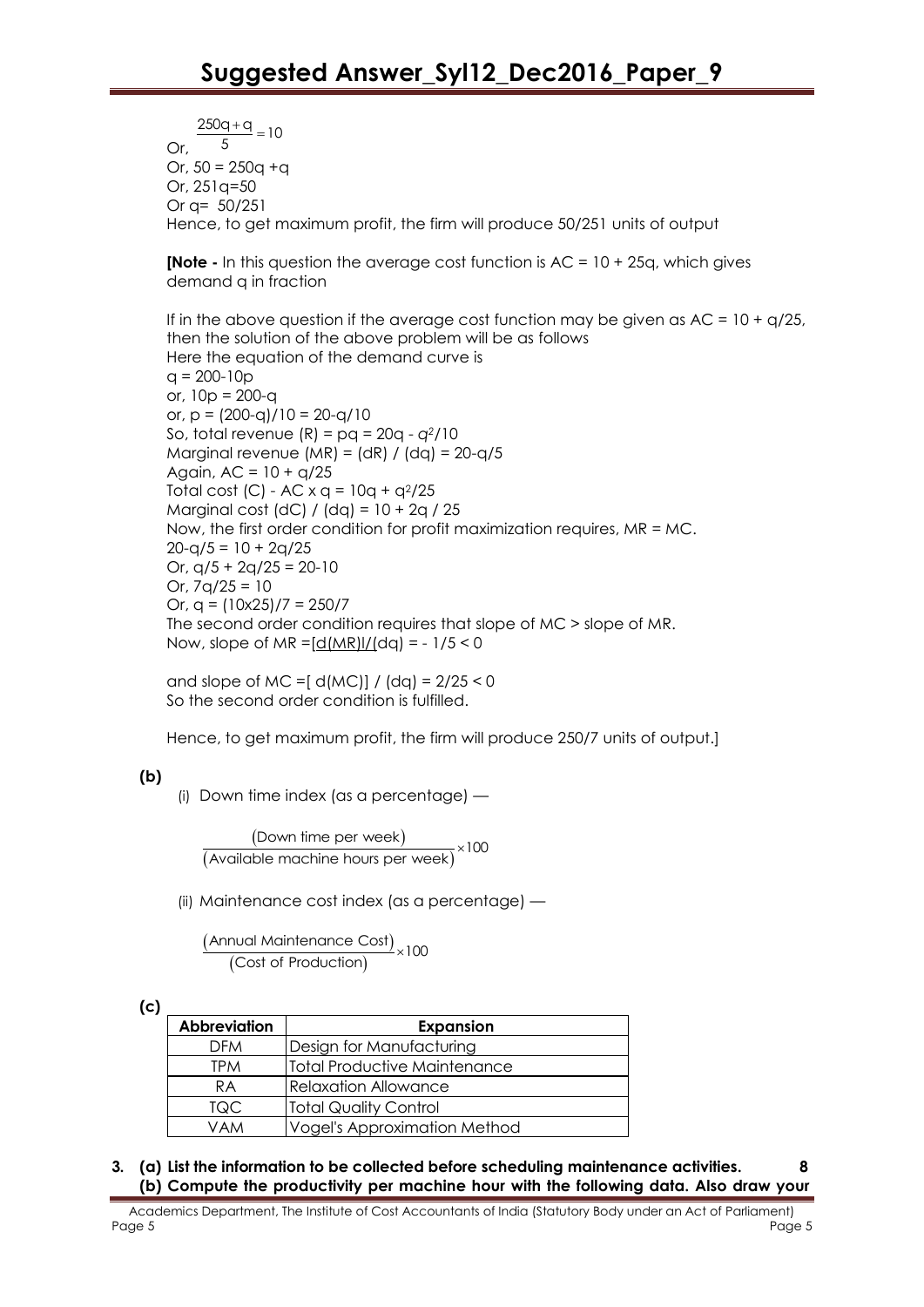Or, $\frac{250q + q}{5} = 10$

Or, $50 = 250q + q$

Or, $251q = 50$

Or $q = 50/251$

Hence, to get maximum profit, the firm will produce 50/251 units of output

**[Note -** In this question the average cost function is $AC = 10 + 25q$, which gives demand q in fraction

If in the above question if the average cost function may be given as $AC = 10 + q/25$, then the solution of the above problem will be as follows

Here the equation of the demand curve is

$q = 200 - 10p$

or, $10p = 200 - q$

or, $p = (200-q)/10 = 20 - q/10$

So, total revenue $(R) = pq = 20q - q^2/10$

Marginal revenue $(MR) = (dR) / (dq) = 20 - q/5$

Again, $AC = 10 + q/25$

Total cost $(C) - AC \times q = 10q + q^2/25$

Marginal cost $(dC) / (dq) = 10 + 2q / 25$

Now, the first order condition for profit maximization requires, MR = MC.

$20 - q/5 = 10 + 2q/25$

Or, $q/5 + 2q/25 = 20 - 10$

Or, $7q/25 = 10$

Or, $q = (10 \times 25)/7 = 250/7$

The second order condition requires that slope of MC > slope of MR.

Now, slope of MR $= [d(MR)]/(dq) = -1/5 < 0$

and slope of MC $= [d(MC)] / (dq) = 2/25 < 0$

So the second order condition is fulfilled.

Hence, to get maximum profit, the firm will produce 250/7 units of output.]

**(b)**

(i) Down time index (as a percentage) —

$$\frac{(\text{Down time per week})}{(\text{Available machine hours per week})} \times 100$$

(ii) Maintenance cost index (as a percentage) —

$$\frac{(\text{Annual Maintenance Cost})}{(\text{Cost of Production})} \times 100$$

**(c)**

| Abbreviation | Expansion |
|---|---|
| DFM | Design for Manufacturing |
| TPM | Total Productive Maintenance |
| RA | Relaxation Allowance |
| TQC | Total Quality Control |
| VAM | Vogel's Approximation Method |

**3. (a) List the information to be collected before scheduling maintenance activities. 8**

**(b) Compute the productivity per machine hour with the following data. Also draw your**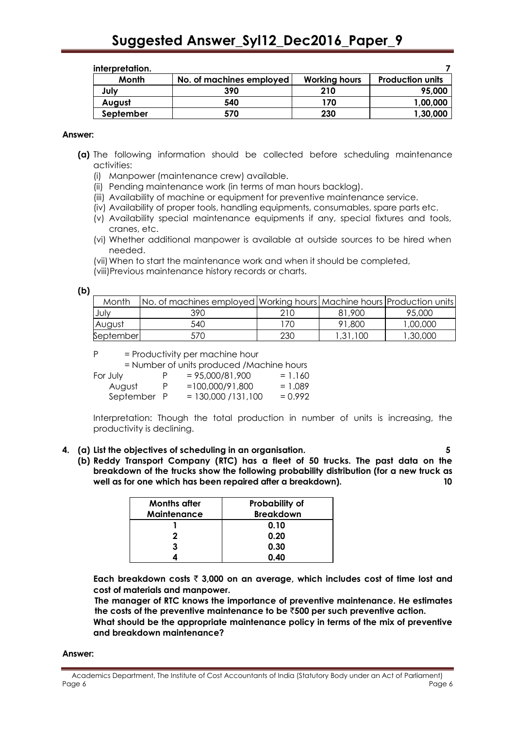**interpretation.** **7**

| Month | No. of machines employed | Working hours | Production units |
|---|---|---|---|
| July | 390 | 210 | 95,000 |
| August | 540 | 170 | 1,00,000 |
| September | 570 | 230 | 1,30,000 |

**Answer:**

**(a)** The following information should be collected before scheduling maintenance activities:

(i) Manpower (maintenance crew) available.

(ii) Pending maintenance work (in terms of man hours backlog).

(iii) Availability of machine or equipment for preventive maintenance service.

(iv) Availability of proper tools, handling equipments, consumables, spare parts etc.

(v) Availability special maintenance equipments if any, special fixtures and tools, cranes, etc.

(vi) Whether additional manpower is available at outside sources to be hired when needed.

(vii) When to start the maintenance work and when it should be completed,

(viii) Previous maintenance history records or charts.

**(b)**

| Month | No. of machines employed | Working hours | Machine hours | Production units |
|---|---|---|---|---|
| July | 390 | 210 | 81,900 | 95,000 |
| August | 540 | 170 | 91,800 | 1,00,000 |
| September | 570 | 230 | 1,31,100 | 1,30,000 |

P = Productivity per machine hour

= Number of units produced /Machine hours

For July P = 95,000/81,900 = 1.160

August P = 100,000/91,800 = 1.089

September P = 130,000 /131,100 = 0.992

Interpretation: Though the total production in number of units is increasing, the productivity is declining.

**4. (a) List the objectives of scheduling in an organisation.** **5**

**(b) Reddy Transport Company (RTC) has a fleet of 50 trucks. The past data on the breakdown of the trucks show the following probability distribution (for a new truck as well as for one which has been repaired after a breakdown).** **10**

| Months after Maintenance | Probability of Breakdown |
|---|---|
| 1 | 0.10 |
| 2 | 0.20 |
| 3 | 0.30 |
| 4 | 0.40 |

**Each breakdown costs ₹ 3,000 on an average, which includes cost of time lost and cost of materials and manpower.**

**The manager of RTC knows the importance of preventive maintenance. He estimates the costs of the preventive maintenance to be ₹500 per such preventive action.**

**What should be the appropriate maintenance policy in terms of the mix of preventive and breakdown maintenance?**

**Answer:**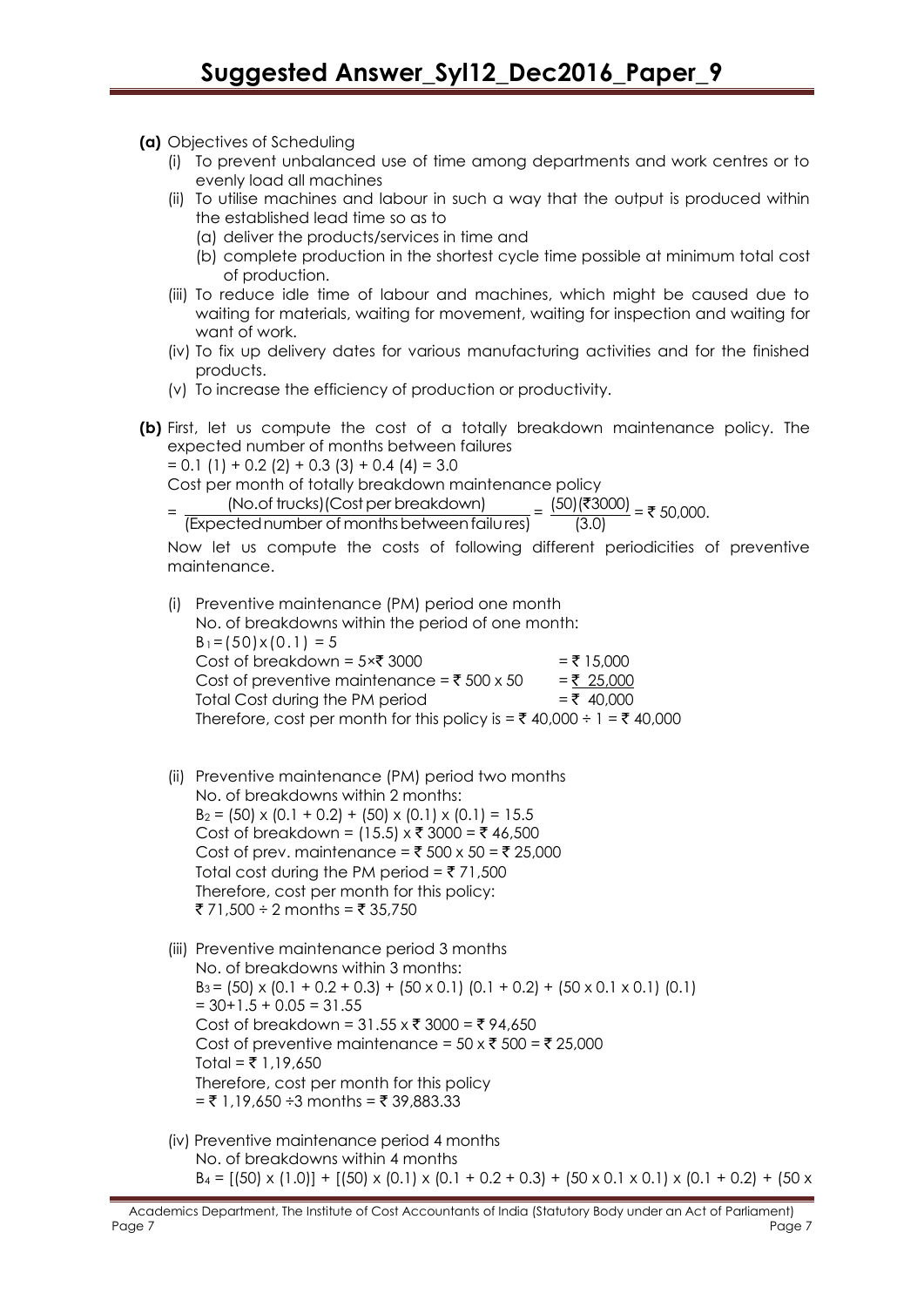**(a)** Objectives of Scheduling

(i) To prevent unbalanced use of time among departments and work centres or to evenly load all machines

(ii) To utilise machines and labour in such a way that the output is produced within the established lead time so as to

  (a) deliver the products/services in time and

  (b) complete production in the shortest cycle time possible at minimum total cost of production.

(iii) To reduce idle time of labour and machines, which might be caused due to waiting for materials, waiting for movement, waiting for inspection and waiting for want of work.

(iv) To fix up delivery dates for various manufacturing activities and for the finished products.

(v) To increase the efficiency of production or productivity.

**(b)** First, let us compute the cost of a totally breakdown maintenance policy. The expected number of months between failures

= 0.1 (1) + 0.2 (2) + 0.3 (3) + 0.4 (4) = 3.0

Cost per month of totally breakdown maintenance policy

$$= \frac{\text{(No.of trucks)(Cost per breakdown)}}{\text{(Expected number of months between failures)}} = \frac{(50)(₹3000)}{(3.0)} = ₹\ 50{,}000.$$

Now let us compute the costs of following different periodicities of preventive maintenance.

(i) Preventive maintenance (PM) period one month

No. of breakdowns within the period of one month:

$B_1 = (50) \times (0.1) = 5$

Cost of breakdown = 5×₹ 3000 = ₹ 15,000

Cost of preventive maintenance = ₹ 500 x 50 = ₹ 25,000

Total Cost during the PM period = ₹ 40,000

Therefore, cost per month for this policy is = ₹ 40,000 ÷ 1 = ₹ 40,000

(ii) Preventive maintenance (PM) period two months

No. of breakdowns within 2 months:

$B_2 = (50) \times (0.1 + 0.2) + (50) \times (0.1) \times (0.1) = 15.5$

Cost of breakdown = (15.5) x ₹ 3000 = ₹ 46,500

Cost of prev. maintenance = ₹ 500 x 50 = ₹ 25,000

Total cost during the PM period = ₹ 71,500

Therefore, cost per month for this policy:

₹ 71,500 ÷ 2 months = ₹ 35,750

(iii) Preventive maintenance period 3 months

No. of breakdowns within 3 months:

$B_3 = (50) \times (0.1 + 0.2 + 0.3) + (50 \times 0.1)(0.1 + 0.2) + (50 \times 0.1 \times 0.1)(0.1)$

= 30+1.5 + 0.05 = 31.55

Cost of breakdown = 31.55 x ₹ 3000 = ₹ 94,650

Cost of preventive maintenance = 50 x ₹ 500 = ₹ 25,000

Total = ₹ 1,19,650

Therefore, cost per month for this policy

= ₹ 1,19,650 ÷3 months = ₹ 39,883.33

(iv) Preventive maintenance period 4 months

No. of breakdowns within 4 months

$B_4 = [(50) \times (1.0)] + [(50) \times (0.1) \times (0.1 + 0.2 + 0.3) + (50 \times 0.1 \times 0.1) \times (0.1 + 0.2) + (50 \times$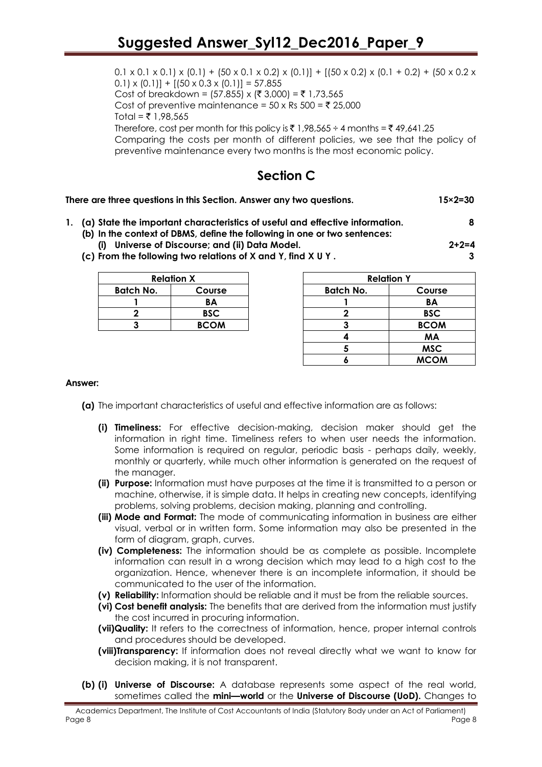$0.1 \times 0.1 \times 0.1) \times (0.1) + (50 \times 0.1 \times 0.2) \times (0.1)] + [(50 \times 0.2) \times (0.1 + 0.2) + (50 \times 0.2 \times 0.1) \times (0.1)] + [(50 \times 0.3 \times (0.1)] = 57.855$

Cost of breakdown = (57.855) x (₹ 3,000) = ₹ 1,73,565

Cost of preventive maintenance = 50 x Rs 500 = ₹ 25,000

Total = ₹ 1,98,565

Therefore, cost per month for this policy is ₹ 1,98,565 ÷ 4 months = ₹ 49,641.25

Comparing the costs per month of different policies, we see that the policy of preventive maintenance every two months is the most economic policy.

## Section C

**There are three questions in this Section. Answer any two questions. 15×2=30**

**1. (a) State the important characteristics of useful and effective information. 8**

**(b) In the context of DBMS, define the following in one or two sentences:**

**(i) Universe of Discourse; and (ii) Data Model. 2+2=4**

**(c) From the following two relations of X and Y, find X U Y . 3**

| Relation X | |
|---|---|
| **Batch No.** | **Course** |
| 1 | BA |
| 2 | BSC |
| 3 | BCOM |

| Relation Y | |
|---|---|
| **Batch No.** | **Course** |
| 1 | BA |
| 2 | BSC |
| 3 | BCOM |
| 4 | MA |
| 5 | MSC |
| 6 | MCOM |

**Answer:**

**(a)** The important characteristics of useful and effective information are as follows:

**(i) Timeliness:** For effective decision-making, decision maker should get the information in right time. Timeliness refers to when user needs the information. Some information is required on regular, periodic basis - perhaps daily, weekly, monthly or quarterly, while much other information is generated on the request of the manager.

**(ii) Purpose:** Information must have purposes at the time it is transmitted to a person or machine, otherwise, it is simple data. It helps in creating new concepts, identifying problems, solving problems, decision making, planning and controlling.

**(iii) Mode and Format:** The mode of communicating information in business are either visual, verbal or in written form. Some information may also be presented in the form of diagram, graph, curves.

**(iv) Completeness:** The information should be as complete as possible. Incomplete information can result in a wrong decision which may lead to a high cost to the organization. Hence, whenever there is an incomplete information, it should be communicated to the user of the information.

**(v) Reliability:** Information should be reliable and it must be from the reliable sources.

**(vi) Cost benefit analysis:** The benefits that are derived from the information must justify the cost incurred in procuring information.

**(vii)Quality:** It refers to the correctness of information, hence, proper internal controls and procedures should be developed.

**(viii)Transparency:** If information does not reveal directly what we want to know for decision making, it is not transparent.

**(b) (i) Universe of Discourse:** A database represents some aspect of the real world, sometimes called the **mini—world** or the **Universe of Discourse (UoD).** Changes to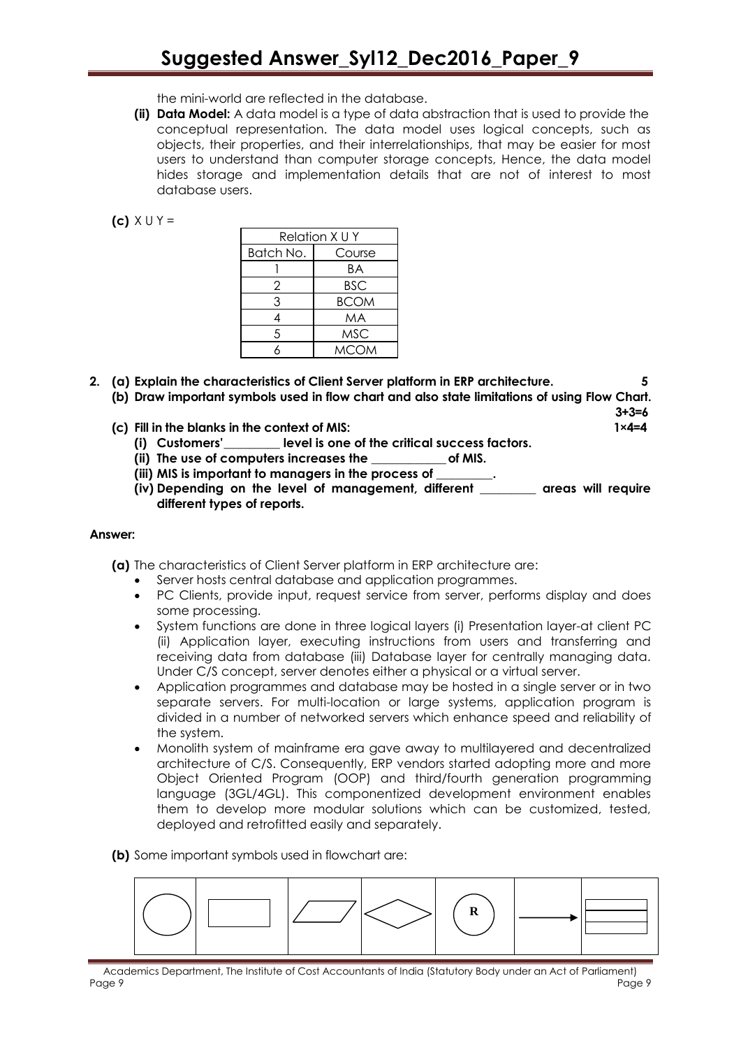the mini-world are reflected in the database.

**(ii) Data Model:** A data model is a type of data abstraction that is used to provide the conceptual representation. The data model uses logical concepts, such as objects, their properties, and their interrelationships, that may be easier for most users to understand than computer storage concepts, Hence, the data model hides storage and implementation details that are not of interest to most database users.

**(c)** X U Y =

| Relation X U Y | |
|---|---|
| Batch No. | Course |
| 1 | BA |
| 2 | BSC |
| 3 | BCOM |
| 4 | MA |
| 5 | MSC |
| 6 | MCOM |

**2. (a) Explain the characteristics of Client Server platform in ERP architecture. 5**

**(b) Draw important symbols used in flow chart and also state limitations of using Flow Chart. 3+3=6**

**(c) Fill in the blanks in the context of MIS: 1×4=4**

**(i) Customers'_________ level is one of the critical success factors.**

**(ii) The use of computers increases the ____________ of MIS.**

**(iii) MIS is important to managers in the process of _________.**

**(iv) Depending on the level of management, different _________ areas will require different types of reports.**

**Answer:**

**(a)** The characteristics of Client Server platform in ERP architecture are:

- Server hosts central database and application programmes.
- PC Clients, provide input, request service from server, performs display and does some processing.
- System functions are done in three logical layers (i) Presentation layer-at client PC (ii) Application layer, executing instructions from users and transferring and receiving data from database (iii) Database layer for centrally managing data. Under C/S concept, server denotes either a physical or a virtual server.
- Application programmes and database may be hosted in a single server or in two separate servers. For multi-location or large systems, application program is divided in a number of networked servers which enhance speed and reliability of the system.
- Monolith system of mainframe era gave away to multilayered and decentralized architecture of C/S. Consequently, ERP vendors started adopting more and more Object Oriented Program (OOP) and third/fourth generation programming language (3GL/4GL). This componentized development environment enables them to develop more modular solutions which can be customized, tested, deployed and retrofitted easily and separately.

**(b)** Some important symbols used in flowchart are:

| ○ | ▭ | ▱ | ◇ | R | → | ☰ |
|---|---|---|---|---|---|---|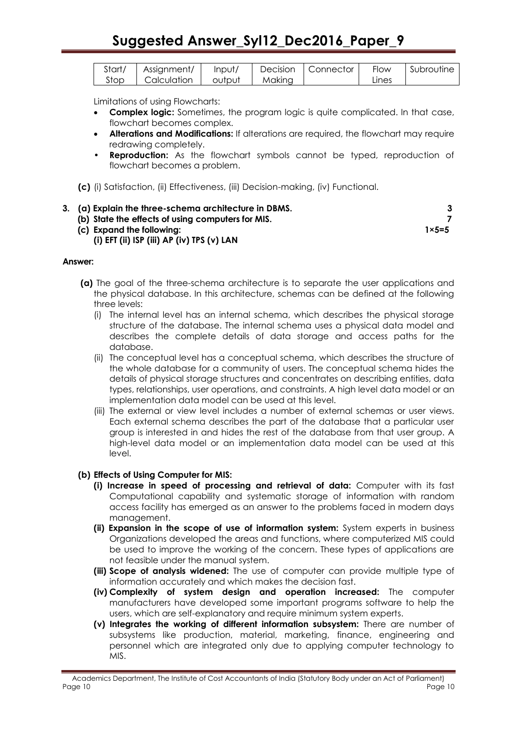| Start/ Stop | Assignment/ Calculation | Input/ output | Decision Making | Connector | Flow Lines | Subroutine |
|---|---|---|---|---|---|---|

Limitations of using Flowcharts:

- **Complex logic:** Sometimes, the program logic is quite complicated. In that case, flowchart becomes complex.
- **Alterations and Modifications:** If alterations are required, the flowchart may require redrawing completely.
- **Reproduction:** As the flowchart symbols cannot be typed, reproduction of flowchart becomes a problem.

**(c)** (i) Satisfaction, (ii) Effectiveness, (iii) Decision-making, (iv) Functional.

**3. (a) Explain the three-schema architecture in DBMS.** **3**

**(b) State the effects of using computers for MIS.** **7**

**(c) Expand the following:** **1×5=5**

**(i) EFT (ii) ISP (iii) AP (iv) TPS (v) LAN**

**Answer:**

**(a)** The goal of the three-schema architecture is to separate the user applications and the physical database. In this architecture, schemas can be defined at the following three levels:

(i) The internal level has an internal schema, which describes the physical storage structure of the database. The internal schema uses a physical data model and describes the complete details of data storage and access paths for the database.

(ii) The conceptual level has a conceptual schema, which describes the structure of the whole database for a community of users. The conceptual schema hides the details of physical storage structures and concentrates on describing entities, data types, relationships, user operations, and constraints. A high level data model or an implementation data model can be used at this level.

(iii) The external or view level includes a number of external schemas or user views. Each external schema describes the part of the database that a particular user group is interested in and hides the rest of the database from that user group. A high-level data model or an implementation data model can be used at this level.

**(b) Effects of Using Computer for MIS:**

**(i) Increase in speed of processing and retrieval of data:** Computer with its fast Computational capability and systematic storage of information with random access facility has emerged as an answer to the problems faced in modern days management.

**(ii) Expansion in the scope of use of information system:** System experts in business Organizations developed the areas and functions, where computerized MIS could be used to improve the working of the concern. These types of applications are not feasible under the manual system.

**(iii) Scope of analysis widened:** The use of computer can provide multiple type of information accurately and which makes the decision fast.

**(iv) Complexity of system design and operation increased:** The computer manufacturers have developed some important programs software to help the users, which are self-explanatory and require minimum system experts.

**(v) Integrates the working of different information subsystem:** There are number of subsystems like production, material, marketing, finance, engineering and personnel which are integrated only due to applying computer technology to MIS.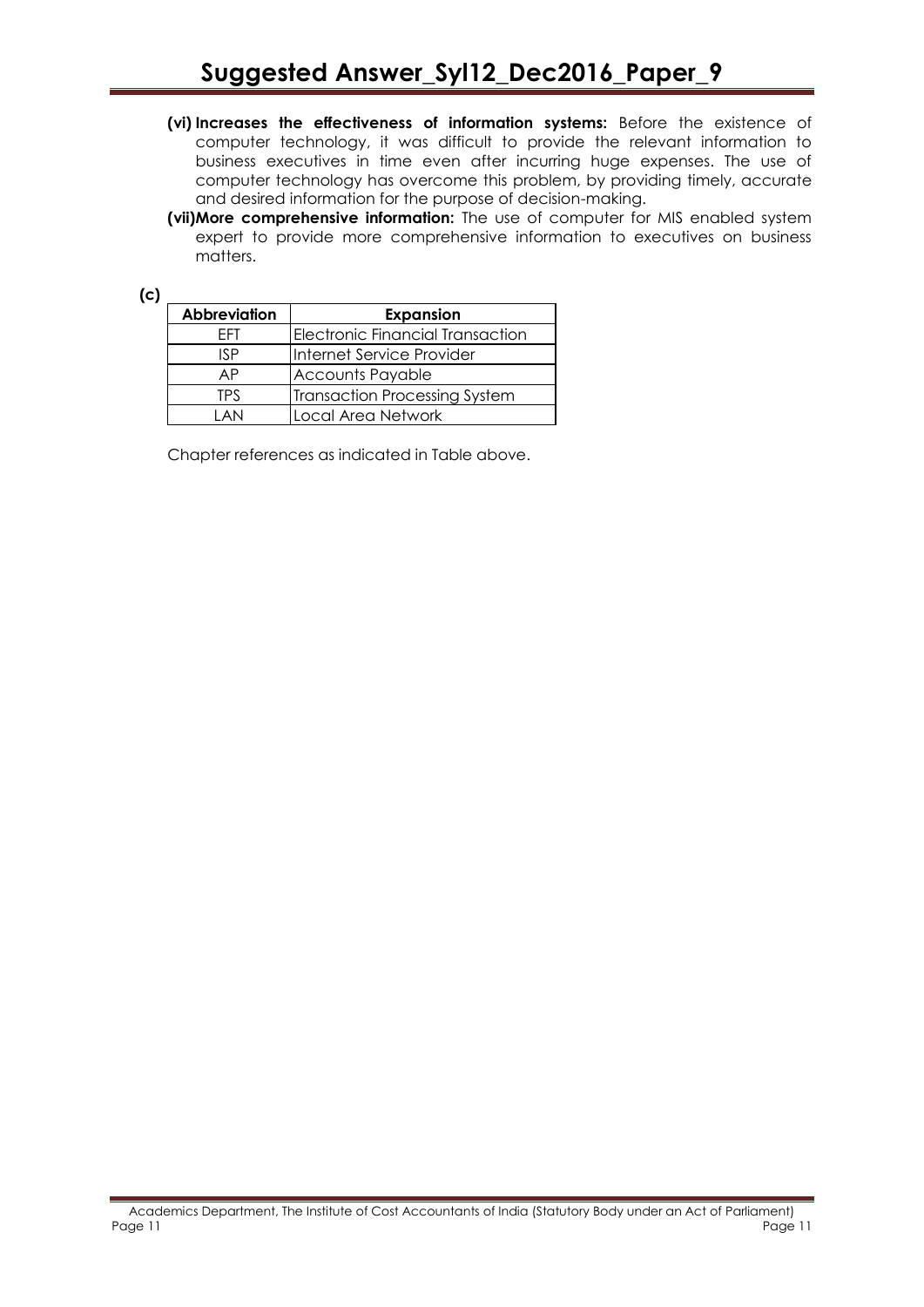**(vi) Increases the effectiveness of information systems:** Before the existence of computer technology, it was difficult to provide the relevant information to business executives in time even after incurring huge expenses. The use of computer technology has overcome this problem, by providing timely, accurate and desired information for the purpose of decision-making.

**(vii) More comprehensive information:** The use of computer for MIS enabled system expert to provide more comprehensive information to executives on business matters.

**(c)**

| Abbreviation | Expansion |
|---|---|
| EFT | Electronic Financial Transaction |
| ISP | Internet Service Provider |
| AP | Accounts Payable |
| TPS | Transaction Processing System |
| LAN | Local Area Network |

Chapter references as indicated in Table above.